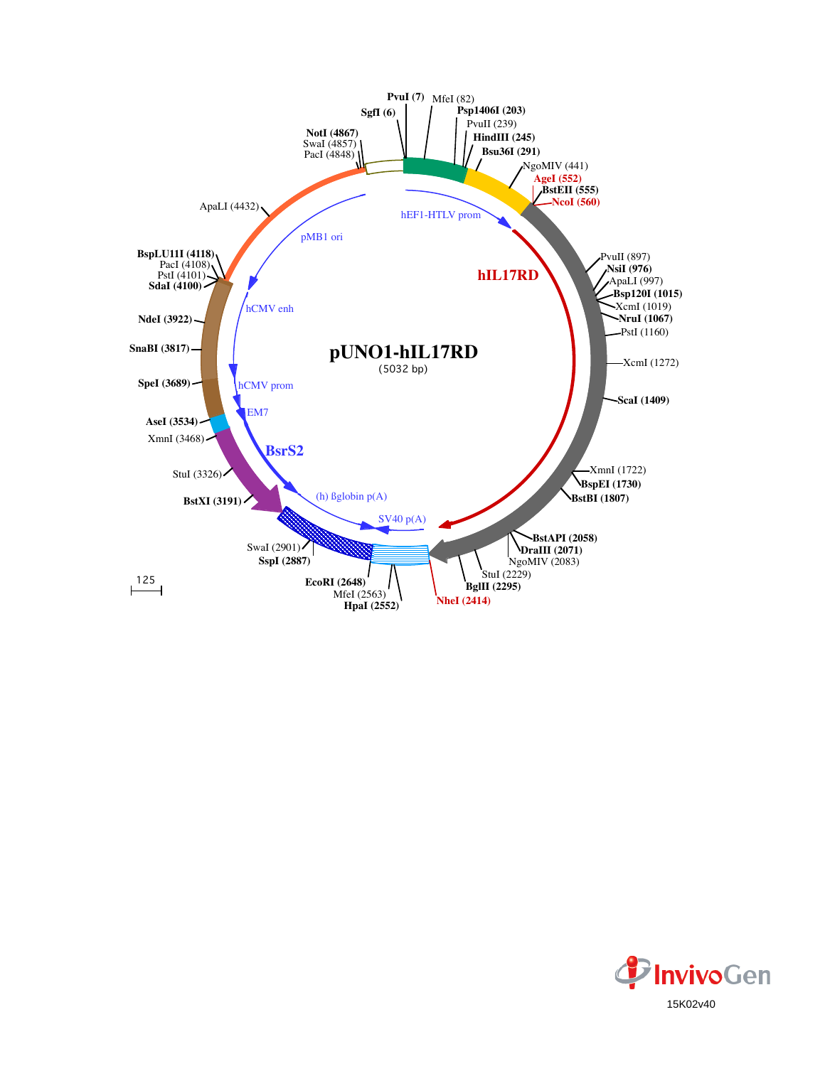# pUNO1-hIL17RD

(5032 bp)

PvuI (7)
SgfI (6)
MfeI (82)
Psp1406I (203)
PvuII (239)
HindIII (245)
Bsu36I (291)
NgoMIV (441)
AgeI (552)
BstEII (555)
NcoI (560)
PvuII (897)
NsiI (976)
ApaLI (997)
Bsp120I (1015)
XcmI (1019)
NruI (1067)
PstI (1160)
XcmI (1272)
ScaI (1409)
XmnI (1722)
BspEI (1730)
BstBI (1807)
BstAPI (2058)
DraIII (2071)
NgoMIV (2083)
StuI (2229)
BglII (2295)
NheI (2414)
HpaI (2552)
MfeI (2563)
EcoRI (2648)
SspI (2887)
SwaI (2901)
BstXI (3191)
StuI (3326)
XmnI (3468)
AseI (3534)
SpeI (3689)
SnaBI (3817)
NdeI (3922)
SdaI (4100)
PstI (4101)
PacI (4108)
BspLU11I (4118)
ApaLI (4432)
PacI (4848)
SwaI (4857)
NotI (4867)

hEF1-HTLV prom
hIL17RD
SV40 p(A)
(h) ßglobin p(A)
BsrS2
EM7
hCMV prom
hCMV enh
pMB1 ori

125

InvivoGen

15K02v40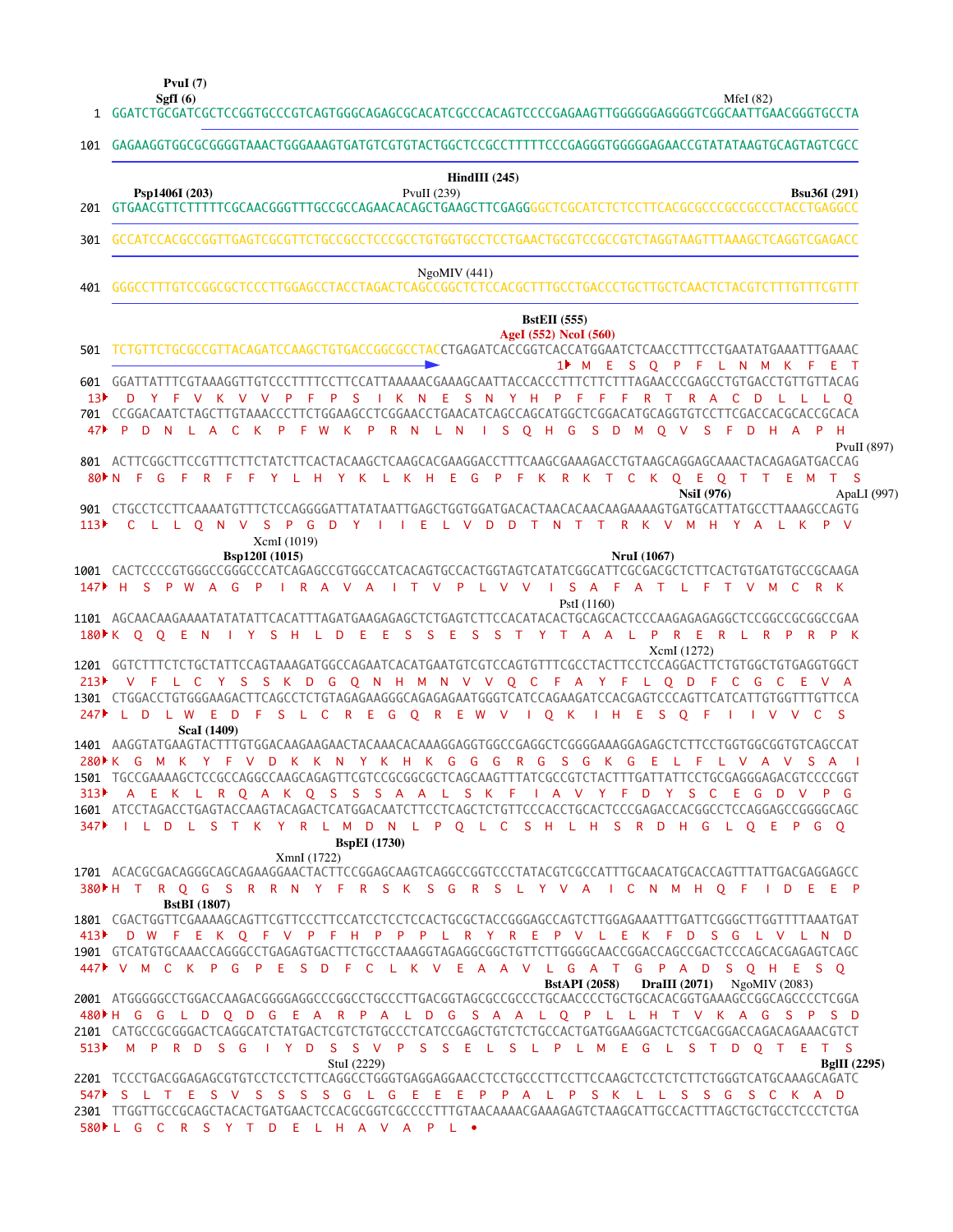```
                    PvuI (7)
                   SgfI (6)                                                                               MfeI (82)
   1  GGATCTGCGATCGCTCCGGTGCCCGTCAGTGGGCAGAGCGCACATCGCCCACAGTCCCCGAGAAGTTGGGGGGAGGGGTCGGCAATTGAACGGGTGCCTA

 101  GAGAAGGTGGCGCGGGGTAAACTGGGAAAGTGATGTCGTGTACTGGCTCCGCCTTTTTCCCGAGGGTGGGGGAGAACCGTATATAAGTGCAGTAGTCGCC

                                                                HindIII (245)
    Psp1406I (203)                   PvuII (239)                                                    Bsu36I (291)
 201  GTGAACGTTCTTTTTCGCAACGGGTTTGCCGCCAGAACACAGCTGAAGCTTCGAGGGGCTCGCATCTCTCCTTCACGCGCCCGCCGCCCTACCTGAGGCC

 301  GCCATCCACGCCGGTTGAGTCGCGTTCTGCCGCCTCCCGCCTGTGGTGCCTCCTGAACTGCGTCCGCCGTCTAGGTAAGTTTAAAGCTCAGGTCGAGACC

                                                            NgoMIV (441)
 401  GGGCCTTTGTCCGGCGCTCCCTTGGAGCCTACCTAGACTCAGCCGGCTCTCCACGCTTTGCCTGACCCTGCTTGCTCAACTCTACGTCTTTGTTTCGTT

                                                                      BstEII (555)
                                                                 AgeI (552) NcoI (560)
 501  TCTGTTCTGCGCCGTTACAGATCCAAGCTGTGACCGGCGCCTACCTGAGATCACCGGTCACCATGGAATCTCAACCTTTCCTGAATATGAAATTTGAAAC
                                                                  1▸ M  E  S  Q  P  F  L  N  M  K  F  E  T
 601  GGATTATTTCGTAAAGGTTGTCCCTTTTCCTTCCATTAAAAACGAAAGCAATTACCACCCTTTCTTCTTTAGAACCCGAGCCTGTGACCTGTTGTTACAG
  13▸  D  Y  F  V  K  V  V  P  F  P  S  I  K  N  E  S  N  Y  H  P  F  F  F  R  T  R  A  C  D  L  L  L  Q
 701  CCGGACAATCTAGCTTGTAAACCCTTCTGGAAGCCTCGGAACCTGAACATCAGCCAGCATGGCTCGGACATGCAGGTGTCCTTCGACCACGCACCGCACA
  47▸ P  D  N  L  A  C  K  P  F  W  K  P  R  N  L  N  I  S  Q  H  G  S  D  M  Q  V  S  F  D  H  A  P  H
                                                                                                    PvuII (897)
 801  ACTTCGGCTTCCGTTTCTTCTATCTTCACTACAAGCTCAAGCACGAAGGACCTTTCAAGCGAAAGACCTGTAAGCAGGAGCAAACTACAGAGATGACCAG
  80▸N  F  G  F  R  F  F  Y  L  H  Y  K  L  K  H  E  G  P  F  K  R  K  T  C  K  Q  E  Q  T  T  E  M  T  S
                                                                                      NsiI (976)      ApaLI (997)
 901  CTGCCTCCTTCAAAATGTTTCTCCAGGGGATTATATAATTGAGCTGGTGGATGACACTAACACAACAAGAAAAGTGATGCATTATGCCTTAAAGCCAGTG
 113▸  C  L  L  Q  N  V  S  P  G  D  Y  I  I  E  L  V  D  D  T  N  T  T  R  K  V  M  H  Y  A  L  K  P  V
                              XcmI (1019)
               Bsp120I (1015)                                                     NruI (1067)
1001  CACTCCCCGTGGGCCGGGCCCATCAGAGCCGTGGCCATCACAGTGCCACTGGTAGTCATATCGGCATTCGCGACGCTCTTCACTGTGATGTGCCGCAAGA
 147▸ H  S  P  W  A  G  P  I  R  A  V  A  I  T  V  P  L  V  V  I  S  A  F  A  T  L  F  T  V  M  C  R  K
                                                                               PstI (1160)
1101  AGCAACAAGAAAATATATATTCACATTTAGATGAAGAGAGCTCTGAGTCTTCCACATACACTGCAGCACTCCCAAGAGAGAGGCTCCGGCCGCGGCCGAA
 180▸K  Q  Q  E  N  I  Y  S  H  L  D  E  E  S  S  E  S  S  T  Y  T  A  A  L  P  R  E  R  L  R  P  R  P  K
                                                                                        XcmI (1272)
1201  GGTCTTTCTCTGCTATTCCAGTAAAGATGGCCAGAATCACATGAATGTCGTCCAGTGTTTCGCCTACTTCCTCCAGGACTTCTGTGGCTGTGAGGTGGCT
 213▸  V  F  L  C  Y  S  S  K  D  G  Q  N  H  M  N  V  V  Q  C  F  A  Y  F  L  Q  D  F  C  G  C  E  V  A
1301  CTGGACCTGTGGGAAGACTTCAGCCTCTGTAGAGAAGGGCAGAGAGAATGGGTCATCCAGAAGATCCACGAGTCCCAGTTCATCATTGTGGTTTGTTCCA
 247▸ L  D  L  W  E  D  F  S  L  C  R  E  G  Q  R  E  W  V  I  Q  K  I  H  E  S  Q  F  I  I  V  V  C  S
              ScaI (1409)
1401  AAGGTATGAAGTACTTTGTGGACAAGAAGAACTACAAACACAAAGGAGGTGGCCGAGGCTCGGGGAAAGGAGAGCTCTTCCTGGTGGCGGTGTCAGCCAT
 280▸K  G  M  K  Y  F  V  D  K  K  N  Y  K  H  K  G  G  G  R  G  S  G  K  G  E  L  F  L  V  A  V  S  A  I
1501  TGCCGAAAAGCTCCGCCAGGCCAAGCAGAGTTCGTCCGCGGCGCTCAGCAAGTTTATCGCCGTCTACTTTGATTATTCCTGCGAGGGAGACGTCCCCGGT
 313▸  A  E  K  L  R  Q  A  K  Q  S  S  S  A  A  L  S  K  F  I  A  V  Y  F  D  Y  S  C  E  G  D  V  P  G
1601  ATCCTAGACCTGAGTACCAAGTACAGACTCATGGACAATCTTCCTCAGCTCTGTTCCCACCTGCACTCCCGAGACCACGGCCTCCAGGAGCCGGGGCAGC
 347▸  I  L  D  L  S  T  K  Y  R  L  M  D  N  L  P  Q  L  C  S  H  L  H  S  R  D  H  G  L  Q  E  P  G  Q
                                   BspEI (1730)
                         XmnI (1722)
1701  ACACGCGACAGGGCAGCAGAAGGAACTACTTCCGGAGCAAGTCAGGCCGGTCCCTATACGTCGCCATTTGCAACATGCACCAGTTTATTGACGAGGAGCC
 380▸H  T  R  Q  G  S  R  R  N  Y  F  R  S  K  S  G  R  S  L  Y  V  A  I  C  N  M  H  Q  F  I  D  E  E  P
         BstBI (1807)
1801  CGACTGGTTCGAAAAGCAGTTCGTTCCCTTCCATCCTCCTCCACTGCGCTACCGGGAGCCAGTCTTGGAGAAATTTGATTCGGGCTTGGTTTTAAATGAT
 413▸  D  W  F  E  K  Q  F  V  P  F  H  P  P  P  L  R  Y  R  E  P  V  L  E  K  F  D  S  G  L  V  L  N  D
1901  GTCATGTGCAAACCAGGGCCTGAGAGTGACTTCTGCCTAAAGGTAGAGGCGGCTGTTCTTGGGGCAACCGGACCAGCCGACTCCCAGCACGAGAGTCAGC
 447▸ V  M  C  K  P  G  P  E  S  D  F  C  L  K  V  E  A  A  V  L  G  A  T  G  P  A  D  S  Q  H  E  S  Q
                                                                BstAPI (2058)   DraIII (2071)   NgoMIV (2083)
2001  ATGGGGGCCTGGACCAAGACGGGGAGGCCCGGCCTGCCCTTGACGGTAGCGCCGCCCTGCAACCCCTGCTGCACACGGTGAAAGCCGGCAGCCCCTCGGA
 480▸H  G  G  L  D  Q  D  G  E  A  R  P  A  L  D  G  S  A  A  L  Q  P  L  L  H  T  V  K  A  G  S  P  S  D
2101  CATGCCGCGGGACTCAGGCATCTATGACTCGTCTGTGCCCTCATCCGAGCTGTCTCTGCCACTGATGGAAGGACTCTCGACGGACCAGACAGAAACGTCT
 513▸  M  P  R  D  S  G  I  Y  D  S  S  V  P  S  S  E  L  S  L  P  L  M  E  G  L  S  T  D  Q  T  E  T  S
                                         StuI (2229)                                                  BglII (2295)
2201  TCCCTGACGGAGAGCGTGTCCTCCTCTTCAGGCCTGGGTGAGGAGGAACCTCCTGCCCTTCCTTCCAAGCTCCTCTCTTCTGGGTCATGCAAAGCAGATC
 547▸  S  L  T  E  S  V  S  S  S  S  G  L  G  E  E  E  P  P  A  L  P  S  K  L  L  S  S  G  S  C  K  A  D
2301  TTGGTTGCCGCAGCTACACTGATGAACTCCACGCGGTCGCCCCTTTGTAACAAAACGAAAGAGTCTAAGCATTGCCACTTTAGCTGCTGCCTCCCTCTGA
 580▸L  G  C  R  S  Y  T  D  E  L  H  A  V  A  P  L  •
```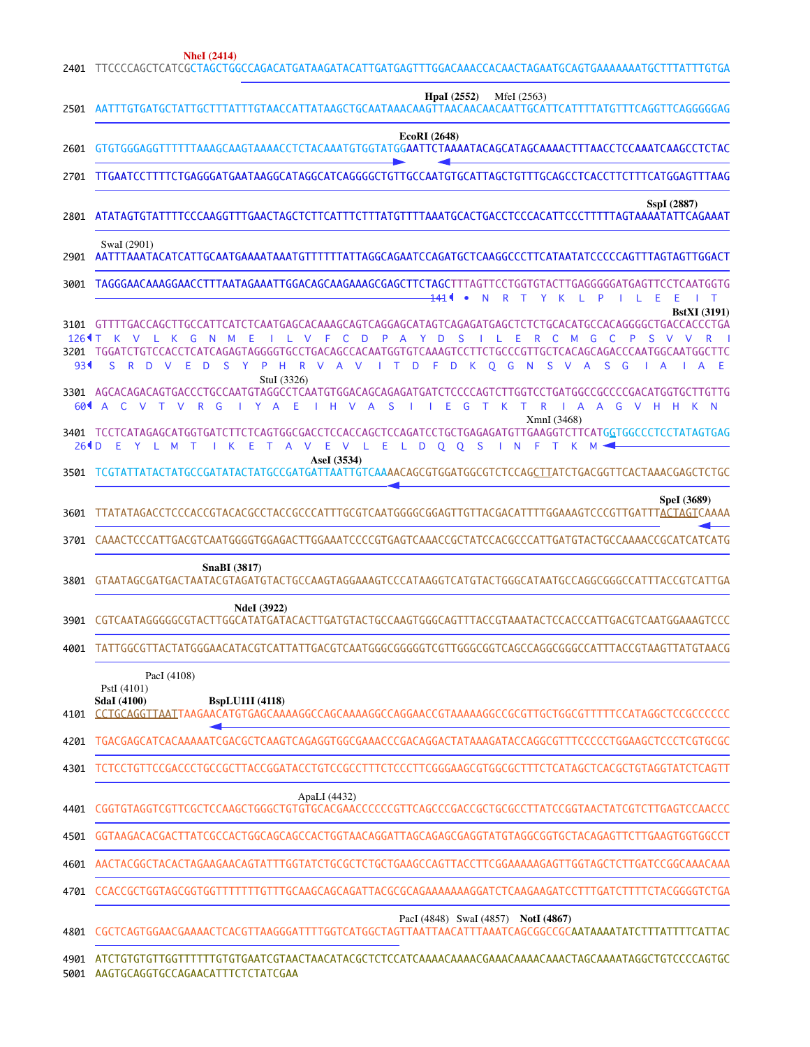```
                    NheI (2414)
2401  TTCCCCAGCTCATCGCTAGCTGGCCAGACATGATAAGATACATTGATGAGTTTGGACAAACCACAACTAGAATGCAGTGAAAAAAATGCTTTATTTGTGA

                                                                          HpaI (2552)    MfeI (2563)
2501  AATTTGTGATGCTATTGCTTTATTTGTAACCATTATAAGCTGCAATAAACAAGTTAACAACAACAATTGCATTCATTTTATGTTTCAGGTTCAGGGGGAG

                                                                       EcoRI (2648)
2601  GTGTGGGAGGTTTTTTAAAGCAAGTAAAACCTCTACAAATGTGGTATGGAATTCTAAAATACAGCATAGCAAAACTTTAACCTCCAAATCAAGCCTCTAC

2701  TTGAATCCTTTTCTGAGGGATGAATAAGGCATAGGCATCAGGGGCTGTTGCCAATGTGCATTAGCTGTTTGCAGCCTCACCTTCTTTCATGGAGTTTAAG

                                                                                                SspI (2887)
2801  ATATAGTGTATTTTCCCAAGGTTTGAACTAGCTCTTCATTTCTTTATGTTTTAAATGCACTGACCTCCCACATTCCCTTTTTAGTAAAATATTCAGAAAT

      SwaI (2901)
2901  AATTTAAATACATCATTGCAATGAAAATAAATGTTTTTTATTAGGCAGAATCCAGATGCTCAAGGCCCTTCATAATATCCCCCAGTTTAGTAGTTGGACT

3001  TAGGGAACAAAGGAACCTTTAATAGAAATTGGACAGCAAGAAAGCGAGCTTCTAGCTTTAGTTCCTGGTGTACTTGAGGGGGATGAGTTCCTCAATGGTG
                                                             141◄  •  N  R  T  Y  K  L  P  I  L  E  E  I  T
                                                                                                  BstXI (3191)
3101  GTTTTGACCAGCTTGCCATTCATCTCAATGAGCACAAAGCAGTCAGGAGCATAGTCAGAGATGAGCTCTCTGCACATGCCACAGGGGCTGACCACCCTGA
 126◄ T  K  V  L  K  G  N  M  E  I  L  V  F  C  D  P  A  Y  D  S  I  L  E  R  C  M  G  C  P  S  V  V  R  I
3201  TGGATCTGTCCACCTCATCAGAGTAGGGGTGCCTGACAGCCACAATGGTGTCAAAGTCCTTCTGCCCGTTGCTCACAGCAGACCCAATGGCAATGGCTTC
  93◄  S  R  D  V  E  D  S  Y  P  H  R  V  A  V  I  T  D  F  D  K  Q  G  N  S  V  A  S  G  I  A  I  A  E
                                 StuI (3326)
3301  AGCACAGACAGTGACCCTGCCAATGTAGGCCTCAATGTGGACAGCAGAGATGATCTCCCCAGTCTTGGTCCTGATGGCCGCCCCGACATGGTGCTTGTTG
  60◄  A  C  V  T  V  R  G  I  Y  A  E  I  H  V  A  S  I  I  E  G  T  K  T  R  I  A  A  G  V  H  H  K  N
                                                                                 XmnI (3468)
3401  TCCTCATAGAGCATGGTGATCTTCTCAGTGGCGACCTCCACCAGCTCCAGATCCTGCTGAGAGATGTTGAAGGTCTTCATGGTGGCCCTCCTATAGTGAG
  26◄ D  E  Y  L  M  T  I  K  E  T  A  V  E  V  L  E  L  D  Q  Q  S  I  N  F  T  K  M ◄
                                              AseI (3534)
3501  TCGTATTATACTATGCCGATATACTATGCCGATGATTAATTGTCAAAACAGCGTGGATGGCGTCTCCAGCTTATCTGACGGTTCACTAAACGAGCTCTGC

                                                                                                 SpeI (3689)
3601  TTATATAGACCTCCCACCGTACACGCCTACCGCCCATTTGCGTCAATGGGGCGGAGTTGTTACGACATTTTGGAAAGTCCCGTTGATTTACTAGTCAAAA

3701  CAAACTCCCATTGACGTCAATGGGGTGGAGACTTGGAAATCCCCGTGAGTCAAACCGCTATCCACGCCCATTGATGTACTGCCAAAACCGCATCATCATG

                              SnaBI (3817)
3801  GTAATAGCGATGACTAATACGTAGATGTACTGCCAAGTAGGAAAGTCCCATAAGGTCATGTACTGGGCATAATGCCAGGCGGGCCATTTACCGTCATTGA

                                   NdeI (3922)
3901  CGTCAATAGGGGGCGTACTTGGCATATGATACACTTGATGTACTGCCAAGTGGGCAGTTTACCGTAAATACTCCACCCATTGACGTCAATGGAAAGTCCC

4001  TATTGGCGTTACTATGGGAACATACGTCATTATTGACGTCAATGGGCGGGGGTCGTTGGGCGGTCAGCCAGGCGGGCCATTTACCGTAAGTTATGTAACG

           PacI (4108)
      PstI (4101)
      SdaI (4100)             BspLU11I (4118)
4101  CCTGCAGGTTAATTAAGAACATGTGAGCAAAAGGCCAGCAAAAGGCCAGGAACCGTAAAAAGGCCGCGTTGCTGGCGTTTTTCCATAGGCTCCGCCCCCC

4201  TGACGAGCATCACAAAAATCGACGCTCAAGTCAGAGGTGGCGAAACCCGACAGGACTATAAAGATACCAGGCGTTTCCCCCTGGAAGCTCCCTCGTGCGC

4301  TCTCCTGTTCCGACCCTGCCGCTTACCGGATACCTGTCCGCCTTTCTCCCTTCGGGAAGCGTGGCGCTTTCTCATAGCTCACGCTGTAGGTATCTCAGTT

                                          ApaLI (4432)
4401  CGGTGTAGGTCGTTCGCTCCAAGCTGGGCTGTGTGCACGAACCCCCCGTTCAGCCCGACCGCTGCGCCTTATCCGGTAACTATCGTCTTGAGTCCAACCC

4501  GGTAAGACACGACTTATCGCCACTGGCAGCAGCCACTGGTAACAGGATTAGCAGAGCGAGGTATGTAGGCGGTGCTACAGAGTTCTTGAAGTGGTGGCCT

4601  AACTACGGCTACACTAGAAGAACAGTATTTGGTATCTGCGCTCTGCTGAAGCCAGTTACCTTCGGAAAAAGAGTTGGTAGCTCTTGATCCGGCAAACAAA

4701  CCACCGCTGGTAGCGGTGGTTTTTTTGTTTGCAAGCAGCAGATTACGCGCAGAAAAAAAGGATCTCAAGAAGATCCTTTGATCTTTTCTACGGGGTCTGA

                                                          PacI (4848)  SwaI (4857)  NotI (4867)
4801  CGCTCAGTGGAACGAAAACTCACGTTAAGGGATTTTGGTCATGGCTAGTTAATTAACATTTAAATCAGCGGCCGCAATAAAATATCTTTATTTTCATTAC

4901  ATCTGTGTGTTGGTTTTTTGTGTGAATCGTAACTAACATACGCTCTCCATCAAAACAAAACGAAACAAAACAAACTAGCAAAATAGGCTGTCCCCAGTGC
5001  AAGTGCAGGTGCCAGAACATTTCTCTATCGAA
```